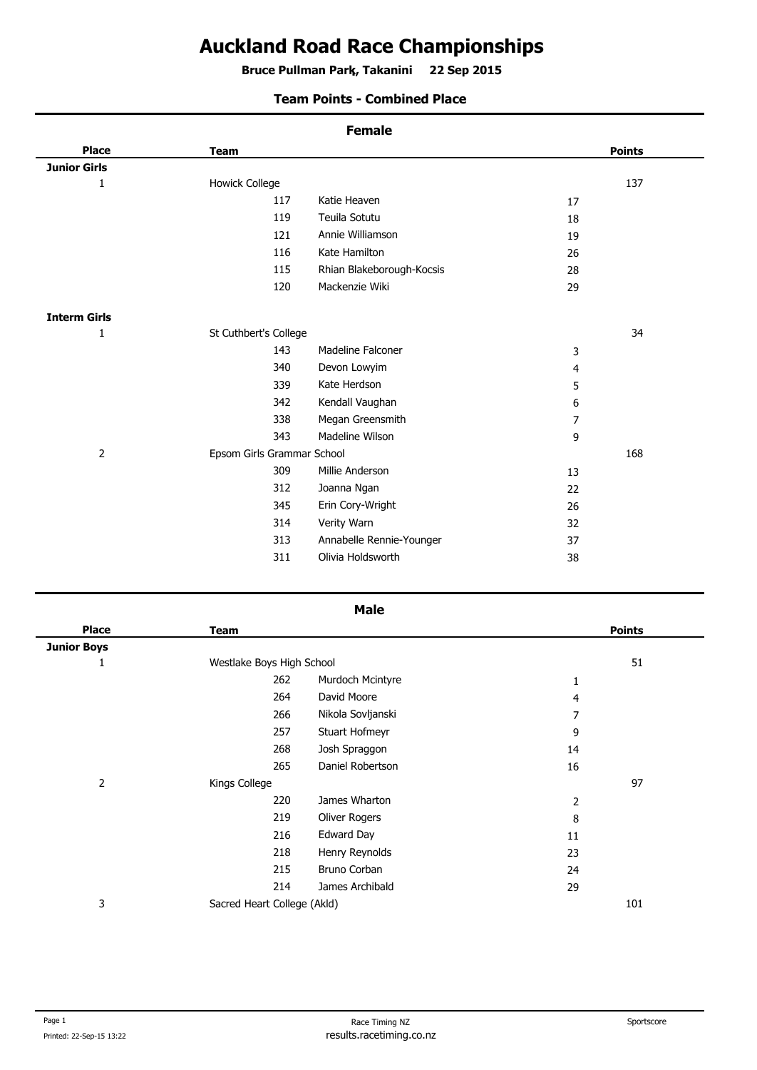# Auckland Road Race Championships

**Bruce Pullman Park, Takanini 22 Sep 2015**

**Team Points - Combined Place**

## Female

| Place | Team | | | Points |
|---|---|---|---|---|
| **Junior Girls** | | | | |
| 1 | Howick College | | | 137 |
| | 117 | Katie Heaven | 17 | |
| | 119 | Teuila Sotutu | 18 | |
| | 121 | Annie Williamson | 19 | |
| | 116 | Kate Hamilton | 26 | |
| | 115 | Rhian Blakeborough-Kocsis | 28 | |
| | 120 | Mackenzie Wiki | 29 | |
| **Interm Girls** | | | | |
| 1 | St Cuthbert's College | | | 34 |
| | 143 | Madeline Falconer | 3 | |
| | 340 | Devon Lowyim | 4 | |
| | 339 | Kate Herdson | 5 | |
| | 342 | Kendall Vaughan | 6 | |
| | 338 | Megan Greensmith | 7 | |
| | 343 | Madeline Wilson | 9 | |
| 2 | Epsom Girls Grammar School | | | 168 |
| | 309 | Millie Anderson | 13 | |
| | 312 | Joanna Ngan | 22 | |
| | 345 | Erin Cory-Wright | 26 | |
| | 314 | Verity Warn | 32 | |
| | 313 | Annabelle Rennie-Younger | 37 | |
| | 311 | Olivia Holdsworth | 38 | |

## Male

| Place | Team | | | Points |
|---|---|---|---|---|
| **Junior Boys** | | | | |
| 1 | Westlake Boys High School | | | 51 |
| | 262 | Murdoch Mcintyre | 1 | |
| | 264 | David Moore | 4 | |
| | 266 | Nikola Sovljanski | 7 | |
| | 257 | Stuart Hofmeyr | 9 | |
| | 268 | Josh Spraggon | 14 | |
| | 265 | Daniel Robertson | 16 | |
| 2 | Kings College | | | 97 |
| | 220 | James Wharton | 2 | |
| | 219 | Oliver Rogers | 8 | |
| | 216 | Edward Day | 11 | |
| | 218 | Henry Reynolds | 23 | |
| | 215 | Bruno Corban | 24 | |
| | 214 | James Archibald | 29 | |
| 3 | Sacred Heart College (Akld) | | | 101 |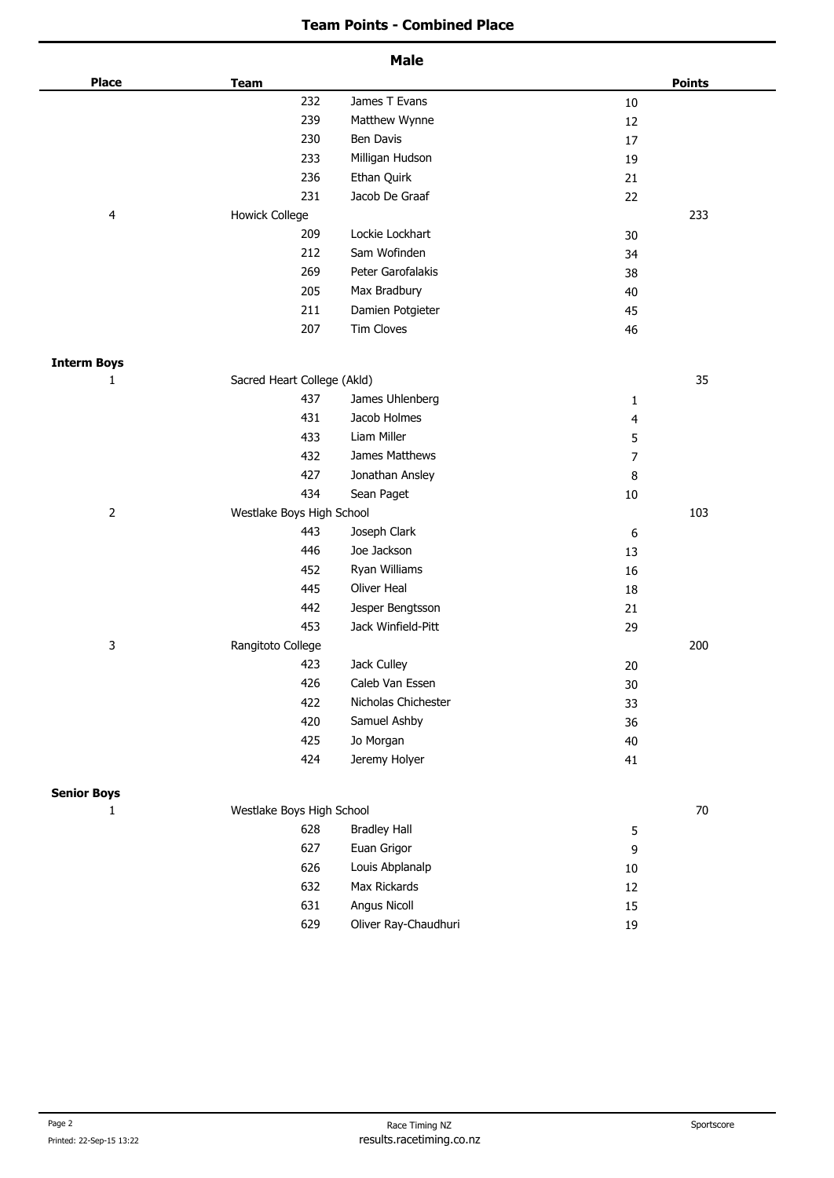## Team Points - Combined Place

### Male

| Place | Team | | | Points |
|---|---|---|---|---|
| | 232 | James T Evans | 10 | |
| | 239 | Matthew Wynne | 12 | |
| | 230 | Ben Davis | 17 | |
| | 233 | Milligan Hudson | 19 | |
| | 236 | Ethan Quirk | 21 | |
| | 231 | Jacob De Graaf | 22 | |
| 4 | Howick College | | | 233 |
| | 209 | Lockie Lockhart | 30 | |
| | 212 | Sam Wofinden | 34 | |
| | 269 | Peter Garofalakis | 38 | |
| | 205 | Max Bradbury | 40 | |
| | 211 | Damien Potgieter | 45 | |
| | 207 | Tim Cloves | 46 | |
| **Interm Boys** | | | | |
| 1 | Sacred Heart College (Akld) | | | 35 |
| | 437 | James Uhlenberg | 1 | |
| | 431 | Jacob Holmes | 4 | |
| | 433 | Liam Miller | 5 | |
| | 432 | James Matthews | 7 | |
| | 427 | Jonathan Ansley | 8 | |
| | 434 | Sean Paget | 10 | |
| 2 | Westlake Boys High School | | | 103 |
| | 443 | Joseph Clark | 6 | |
| | 446 | Joe Jackson | 13 | |
| | 452 | Ryan Williams | 16 | |
| | 445 | Oliver Heal | 18 | |
| | 442 | Jesper Bengtsson | 21 | |
| | 453 | Jack Winfield-Pitt | 29 | |
| 3 | Rangitoto College | | | 200 |
| | 423 | Jack Culley | 20 | |
| | 426 | Caleb Van Essen | 30 | |
| | 422 | Nicholas Chichester | 33 | |
| | 420 | Samuel Ashby | 36 | |
| | 425 | Jo Morgan | 40 | |
| | 424 | Jeremy Holyer | 41 | |
| **Senior Boys** | | | | |
| 1 | Westlake Boys High School | | | 70 |
| | 628 | Bradley Hall | 5 | |
| | 627 | Euan Grigor | 9 | |
| | 626 | Louis Abplanalp | 10 | |
| | 632 | Max Rickards | 12 | |
| | 631 | Angus Nicoll | 15 | |
| | 629 | Oliver Ray-Chaudhuri | 19 | |

Printed: 22-Sep-15 13:22

Race Timing NZ
results.racetiming.co.nz

Sportscore